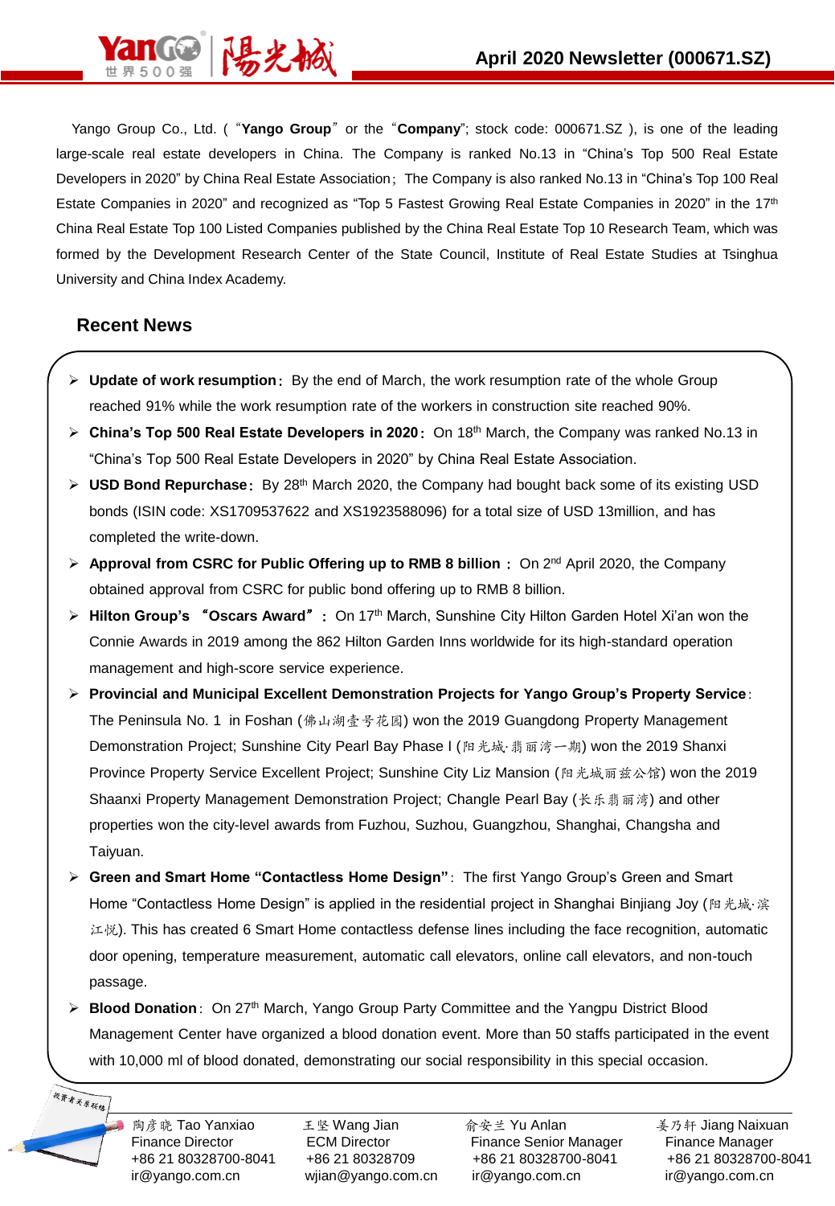April 2020 Newsletter (000671.SZ)

Yango Group Co., Ltd. (“**Yango Group**” or the “**Company**”; stock code: 000671.SZ ), is one of the leading large-scale real estate developers in China. The Company is ranked No.13 in “China’s Top 500 Real Estate Developers in 2020” by China Real Estate Association; The Company is also ranked No.13 in “China’s Top 100 Real Estate Companies in 2020” and recognized as “Top 5 Fastest Growing Real Estate Companies in 2020” in the 17th China Real Estate Top 100 Listed Companies published by the China Real Estate Top 10 Research Team, which was formed by the Development Research Center of the State Council, Institute of Real Estate Studies at Tsinghua University and China Index Academy.

## Recent News

- **Update of work resumption**: By the end of March, the work resumption rate of the whole Group reached 91% while the work resumption rate of the workers in construction site reached 90%.
- **China’s Top 500 Real Estate Developers in 2020**: On 18th March, the Company was ranked No.13 in “China’s Top 500 Real Estate Developers in 2020” by China Real Estate Association.
- **USD Bond Repurchase**: By 28th March 2020, the Company had bought back some of its existing USD bonds (ISIN code: XS1709537622 and XS1923588096) for a total size of USD 13million, and has completed the write-down.
- **Approval from CSRC for Public Offering up to RMB 8 billion**: On 2nd April 2020, the Company obtained approval from CSRC for public bond offering up to RMB 8 billion.
- **Hilton Group’s “Oscars Award”**: On 17th March, Sunshine City Hilton Garden Hotel Xi’an won the Connie Awards in 2019 among the 862 Hilton Garden Inns worldwide for its high-standard operation management and high-score service experience.
- **Provincial and Municipal Excellent Demonstration Projects for Yango Group’s Property Service**: The Peninsula No. 1 in Foshan (佛山湖壹号花园) won the 2019 Guangdong Property Management Demonstration Project; Sunshine City Pearl Bay Phase I (阳光城·翡丽湾一期) won the 2019 Shanxi Province Property Service Excellent Project; Sunshine City Liz Mansion (阳光城丽兹公馆) won the 2019 Shaanxi Property Management Demonstration Project; Changle Pearl Bay (长乐翡丽湾) and other properties won the city-level awards from Fuzhou, Suzhou, Guangzhou, Shanghai, Changsha and Taiyuan.
- **Green and Smart Home “Contactless Home Design”**: The first Yango Group’s Green and Smart Home “Contactless Home Design” is applied in the residential project in Shanghai Binjiang Joy (阳光城·滨江悦). This has created 6 Smart Home contactless defense lines including the face recognition, automatic door opening, temperature measurement, automatic call elevators, online call elevators, and non-touch passage.
- **Blood Donation**: On 27th March, Yango Group Party Committee and the Yangpu District Blood Management Center have organized a blood donation event. More than 50 staffs participated in the event with 10,000 ml of blood donated, demonstrating our social responsibility in this special occasion.

| 陶彦晓 Tao Yanxiao | 王坚 Wang Jian | 俞安兰 Yu Anlan | 姜乃轩 Jiang Naixuan |
|---|---|---|---|
| Finance Director | ECM Director | Finance Senior Manager | Finance Manager |
| +86 21 80328700-8041 | +86 21 80328709 | +86 21 80328700-8041 | +86 21 80328700-8041 |
| ir@yango.com.cn | wjian@yango.com.cn | ir@yango.com.cn | ir@yango.com.cn |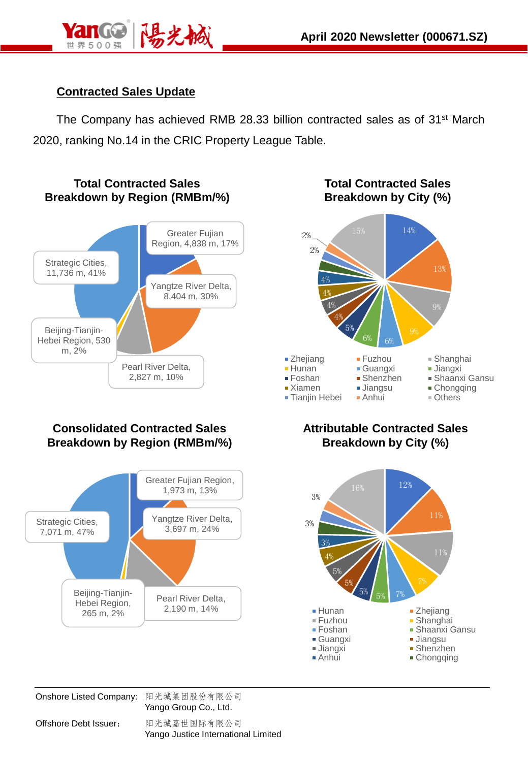## Contracted Sales Update

The Company has achieved RMB 28.33 billion contracted sales as of 31st March 2020, ranking No.14 in the CRIC Property League Table.

**Total Contracted Sales Breakdown by Region (RMBm/%)**

- Greater Fujian Region, 4,838 m, 17%
- Yangtze River Delta, 8,404 m, 30%
- Pearl River Delta, 2,827 m, 10%
- Beijing-Tianjin-Hebei Region, 530 m, 2%
- Strategic Cities, 11,736 m, 41%

**Total Contracted Sales Breakdown by City (%)**

| City | % |
|---|---|
| Zhejiang | 14% |
| Fuzhou | 13% |
| Shanghai | 9% |
| Hunan | 9% |
| Guangxi | 6% |
| Jiangxi | 6% |
| Foshan | 5% |
| Shenzhen | 4% |
| Shaanxi Gansu | 4% |
| Xiamen | 4% |
| Jiangsu | 4% |
| Chongqing | |
| Tianjin Hebei | 2% |
| Anhui | 2% |
| Others | 15% |

**Consolidated Contracted Sales Breakdown by Region (RMBm/%)**

- Greater Fujian Region, 1,973 m, 13%
- Yangtze River Delta, 3,697 m, 24%
- Pearl River Delta, 2,190 m, 14%
- Beijing-Tianjin-Hebei Region, 265 m, 2%
- Strategic Cities, 7,071 m, 47%

**Attributable Contracted Sales Breakdown by City (%)**

| City | % |
|---|---|
| Hunan | 12% |
| Zhejiang | 11% |
| Fuzhou | 11% |
| Shanghai | 7% |
| Foshan | 7% |
| Shaanxi Gansu | 5% |
| Guangxi | 5% |
| Jiangsu | 5% |
| Jiangxi | 5% |
| Shenzhen | 4% |
| Anhui | 3% |
| Chongqing | 3% |
| Others | 3% |
| Others | 16% |

Onshore Listed Company: 阳光城集团股份有限公司 Yango Group Co., Ltd.

Offshore Debt Issuer: 阳光城嘉世国际有限公司 Yango Justice International Limited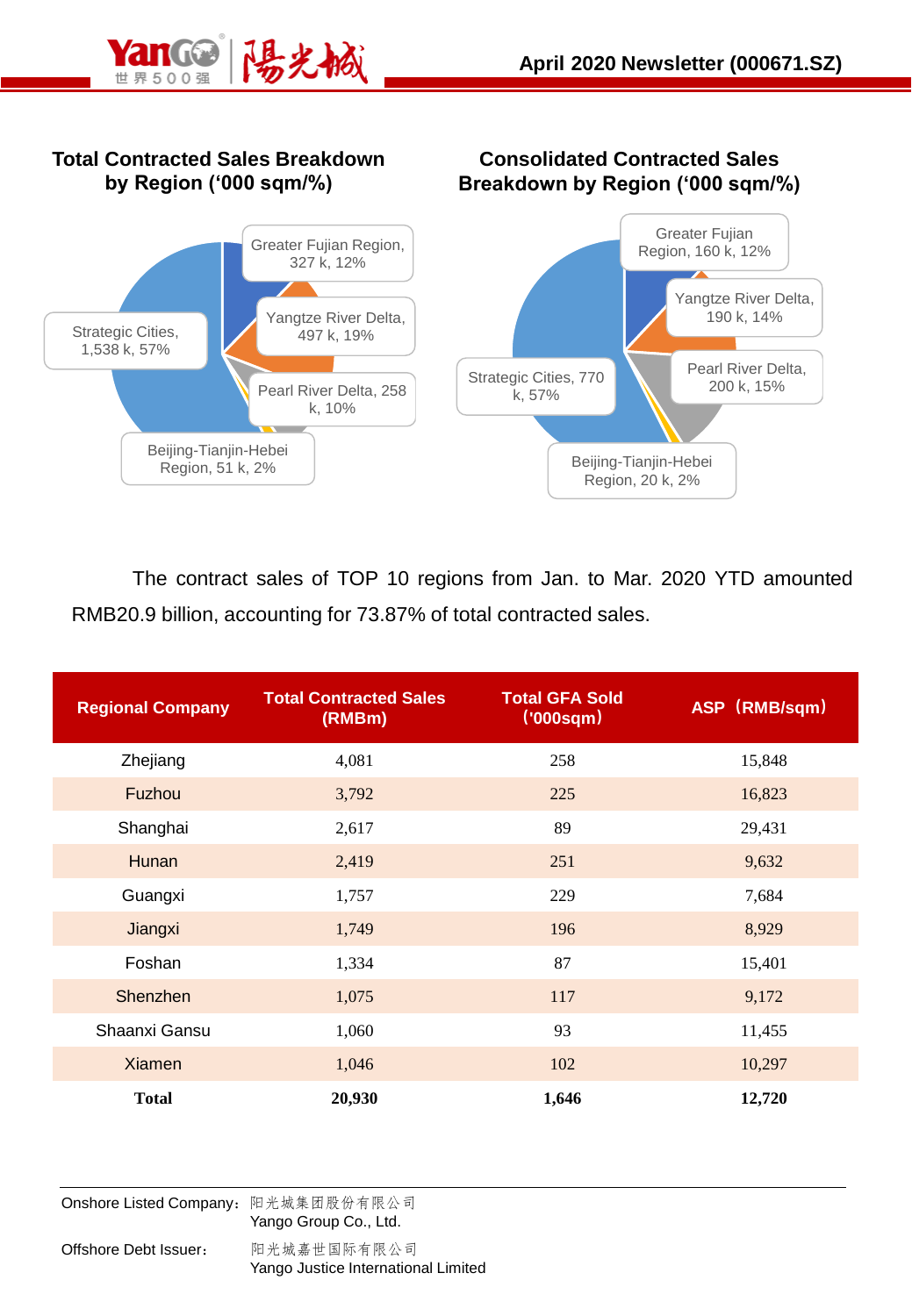**Total Contracted Sales Breakdown by Region ('000 sqm/%)**

- Greater Fujian Region, 327 k, 12%
- Yangtze River Delta, 497 k, 19%
- Pearl River Delta, 258 k, 10%
- Beijing-Tianjin-Hebei Region, 51 k, 2%
- Strategic Cities, 1,538 k, 57%

**Consolidated Contracted Sales Breakdown by Region ('000 sqm/%)**

- Greater Fujian Region, 160 k, 12%
- Yangtze River Delta, 190 k, 14%
- Pearl River Delta, 200 k, 15%
- Beijing-Tianjin-Hebei Region, 20 k, 2%
- Strategic Cities, 770 k, 57%

The contract sales of TOP 10 regions from Jan. to Mar. 2020 YTD amounted RMB20.9 billion, accounting for 73.87% of total contracted sales.

| Regional Company | Total Contracted Sales (RMBm) | Total GFA Sold ('000sqm) | ASP（RMB/sqm） |
|---|---|---|---|
| Zhejiang | 4,081 | 258 | 15,848 |
| Fuzhou | 3,792 | 225 | 16,823 |
| Shanghai | 2,617 | 89 | 29,431 |
| Hunan | 2,419 | 251 | 9,632 |
| Guangxi | 1,757 | 229 | 7,684 |
| Jiangxi | 1,749 | 196 | 8,929 |
| Foshan | 1,334 | 87 | 15,401 |
| Shenzhen | 1,075 | 117 | 9,172 |
| Shaanxi Gansu | 1,060 | 93 | 11,455 |
| Xiamen | 1,046 | 102 | 10,297 |
| **Total** | **20,930** | **1,646** | **12,720** |

Onshore Listed Company：阳光城集团股份有限公司
Yango Group Co., Ltd.

Offshore Debt Issuer：阳光城嘉世国际有限公司
Yango Justice International Limited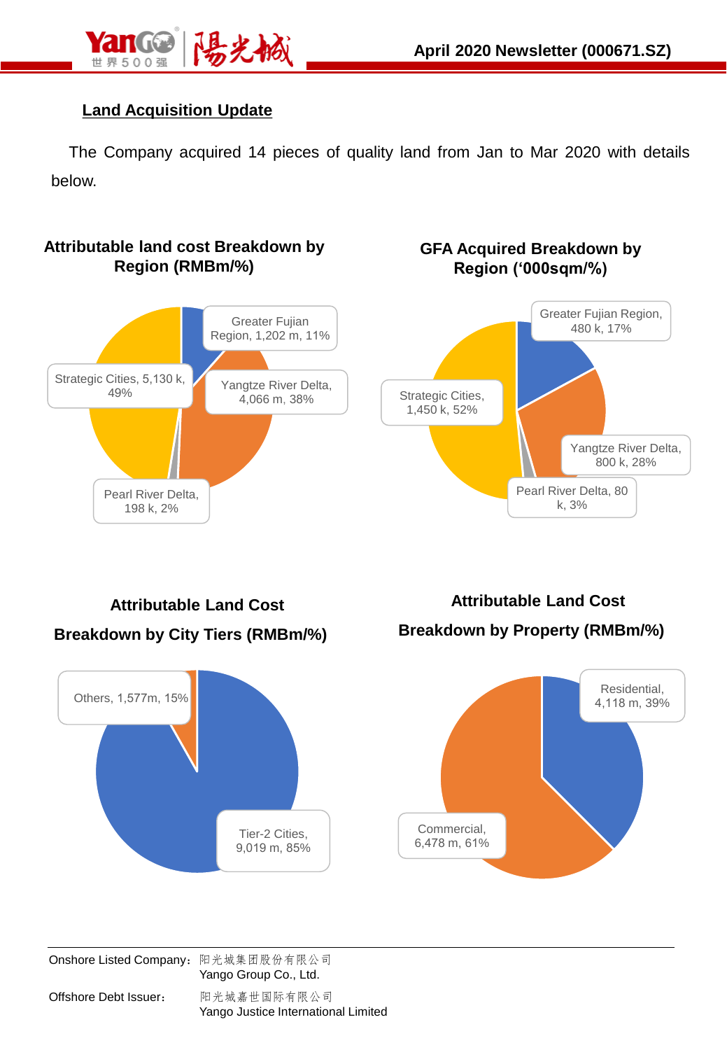## Land Acquisition Update

The Company acquired 14 pieces of quality land from Jan to Mar 2020 with details below.

**Attributable land cost Breakdown by Region (RMBm/%)**

Greater Fujian Region, 1,202 m, 11%

Yangtze River Delta, 4,066 m, 38%

Pearl River Delta, 198 k, 2%

Strategic Cities, 5,130 k, 49%

**GFA Acquired Breakdown by Region ('000sqm/%)**

Greater Fujian Region, 480 k, 17%

Yangtze River Delta, 800 k, 28%

Pearl River Delta, 80 k, 3%

Strategic Cities, 1,450 k, 52%

**Attributable Land Cost Breakdown by City Tiers (RMBm/%)**

Others, 1,577m, 15%

Tier-2 Cities, 9,019 m, 85%

**Attributable Land Cost Breakdown by Property (RMBm/%)**

Residential, 4,118 m, 39%

Commercial, 6,478 m, 61%

Onshore Listed Company： 阳光城集团股份有限公司
Yango Group Co., Ltd.

Offshore Debt Issuer： 阳光城嘉世国际有限公司
Yango Justice International Limited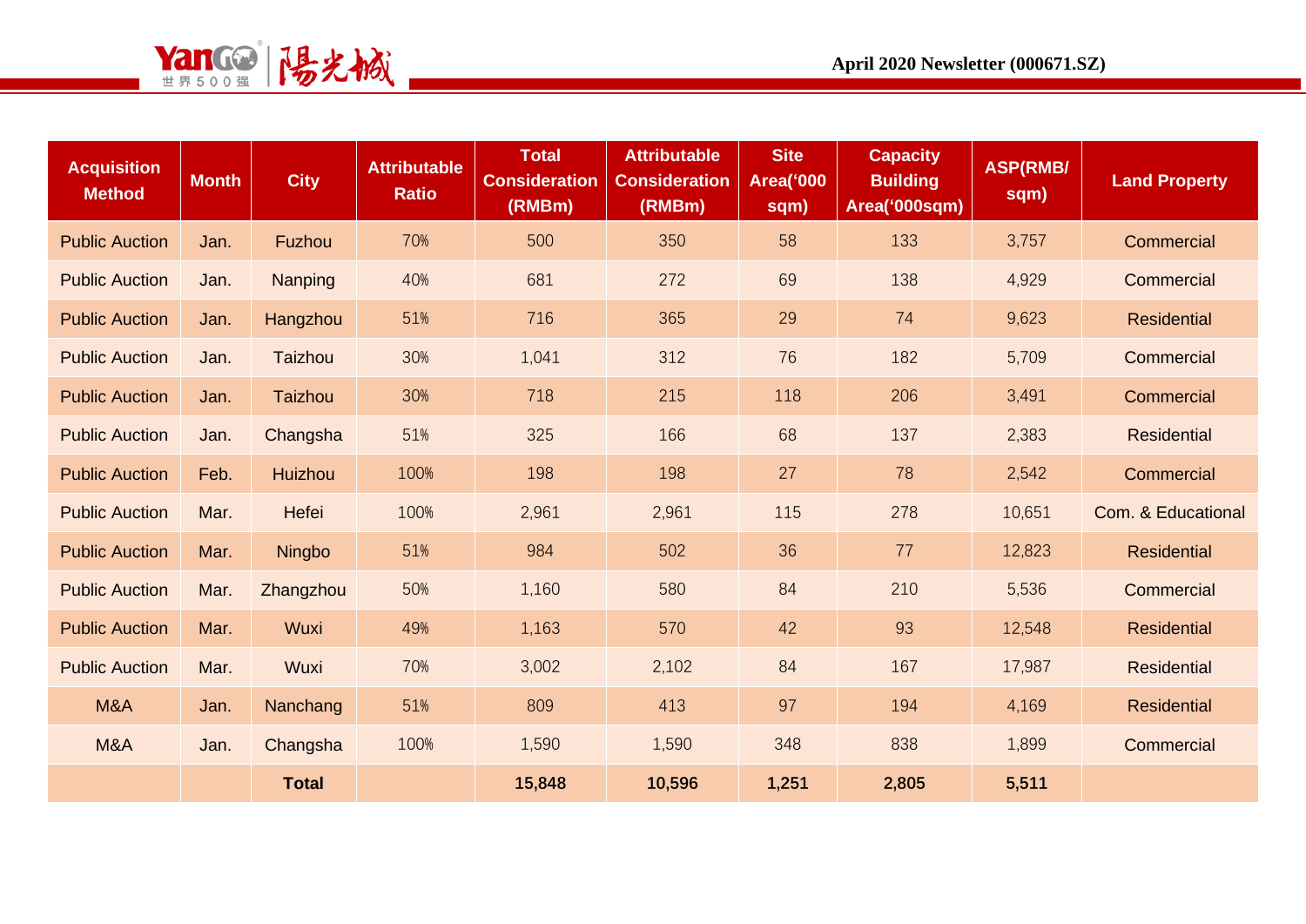| Acquisition Method | Month | City | Attributable Ratio | Total Consideration (RMBm) | Attributable Consideration (RMBm) | Site Area('000 sqm) | Capacity Building Area('000sqm) | ASP(RMB/ sqm) | Land Property |
|---|---|---|---|---|---|---|---|---|---|
| Public Auction | Jan. | Fuzhou | 70% | 500 | 350 | 58 | 133 | 3,757 | Commercial |
| Public Auction | Jan. | Nanping | 40% | 681 | 272 | 69 | 138 | 4,929 | Commercial |
| Public Auction | Jan. | Hangzhou | 51% | 716 | 365 | 29 | 74 | 9,623 | Residential |
| Public Auction | Jan. | Taizhou | 30% | 1,041 | 312 | 76 | 182 | 5,709 | Commercial |
| Public Auction | Jan. | Taizhou | 30% | 718 | 215 | 118 | 206 | 3,491 | Commercial |
| Public Auction | Jan. | Changsha | 51% | 325 | 166 | 68 | 137 | 2,383 | Residential |
| Public Auction | Feb. | Huizhou | 100% | 198 | 198 | 27 | 78 | 2,542 | Commercial |
| Public Auction | Mar. | Hefei | 100% | 2,961 | 2,961 | 115 | 278 | 10,651 | Com. & Educational |
| Public Auction | Mar. | Ningbo | 51% | 984 | 502 | 36 | 77 | 12,823 | Residential |
| Public Auction | Mar. | Zhangzhou | 50% | 1,160 | 580 | 84 | 210 | 5,536 | Commercial |
| Public Auction | Mar. | Wuxi | 49% | 1,163 | 570 | 42 | 93 | 12,548 | Residential |
| Public Auction | Mar. | Wuxi | 70% | 3,002 | 2,102 | 84 | 167 | 17,987 | Residential |
| M&A | Jan. | Nanchang | 51% | 809 | 413 | 97 | 194 | 4,169 | Residential |
| M&A | Jan. | Changsha | 100% | 1,590 | 1,590 | 348 | 838 | 1,899 | Commercial |
| | | **Total** | | **15,848** | **10,596** | **1,251** | **2,805** | **5,511** | |